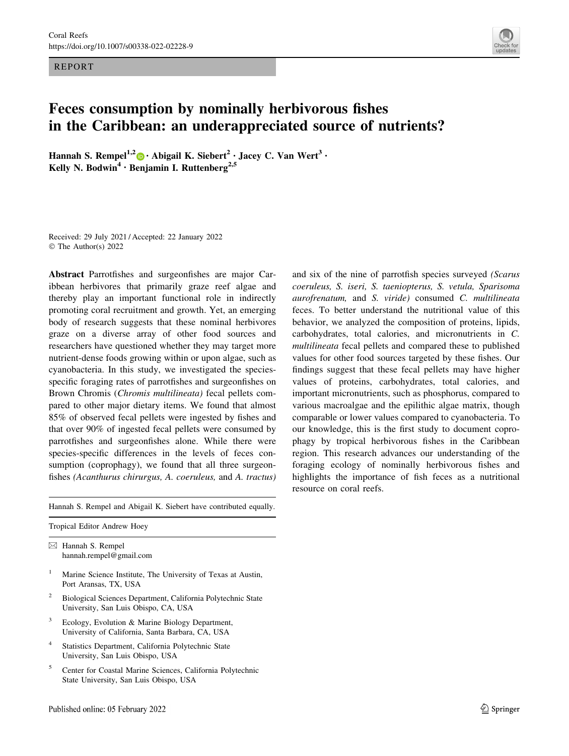REPORT

# Feces consumption by nominally herbivorous fishes in the Caribbean: an underappreciated source of nutrients?

**Hannah S. Rempel[1,2] · Abigail K. Siebert[2] · Jacey C. Van Wert[3] · Kelly N. Bodwin[4] · Benjamin I. Ruttenberg[2,5]**

Received: 29 July 2021 / Accepted: 22 January 2022
© The Author(s) 2022

**Abstract** Parrotfishes and surgeonfishes are major Caribbean herbivores that primarily graze reef algae and thereby play an important functional role in indirectly promoting coral recruitment and growth. Yet, an emerging body of research suggests that these nominal herbivores graze on a diverse array of other food sources and researchers have questioned whether they may target more nutrient-dense foods growing within or upon algae, such as cyanobacteria. In this study, we investigated the species-specific foraging rates of parrotfishes and surgeonfishes on Brown Chromis (*Chromis multilineata*) fecal pellets compared to other major dietary items. We found that almost 85% of observed fecal pellets were ingested by fishes and that over 90% of ingested fecal pellets were consumed by parrotfishes and surgeonfishes alone. While there were species-specific differences in the levels of feces consumption (coprophagy), we found that all three surgeonfishes *(Acanthurus chirurgus, A. coeruleus,* and *A. tractus)* and six of the nine of parrotfish species surveyed *(Scarus coeruleus, S. iseri, S. taeniopterus, S. vetula, Sparisoma aurofrenatum,* and *S. viride)* consumed *C. multilineata* feces. To better understand the nutritional value of this behavior, we analyzed the composition of proteins, lipids, carbohydrates, total calories, and micronutrients in *C. multilineata* fecal pellets and compared these to published values for other food sources targeted by these fishes. Our findings suggest that these fecal pellets may have higher values of proteins, carbohydrates, total calories, and important micronutrients, such as phosphorus, compared to various macroalgae and the epilithic algae matrix, though comparable or lower values compared to cyanobacteria. To our knowledge, this is the first study to document coprophagy by tropical herbivorous fishes in the Caribbean region. This research advances our understanding of the foraging ecology of nominally herbivorous fishes and highlights the importance of fish feces as a nutritional resource on coral reefs.

---

Hannah S. Rempel and Abigail K. Siebert have contributed equally.

Tropical Editor Andrew Hoey

✉ Hannah S. Rempel
hannah.rempel@gmail.com

[1] Marine Science Institute, The University of Texas at Austin, Port Aransas, TX, USA

[2] Biological Sciences Department, California Polytechnic State University, San Luis Obispo, CA, USA

[3] Ecology, Evolution & Marine Biology Department, University of California, Santa Barbara, CA, USA

[4] Statistics Department, California Polytechnic State University, San Luis Obispo, USA

[5] Center for Coastal Marine Sciences, California Polytechnic State University, San Luis Obispo, USA

Published online: 05 February 2022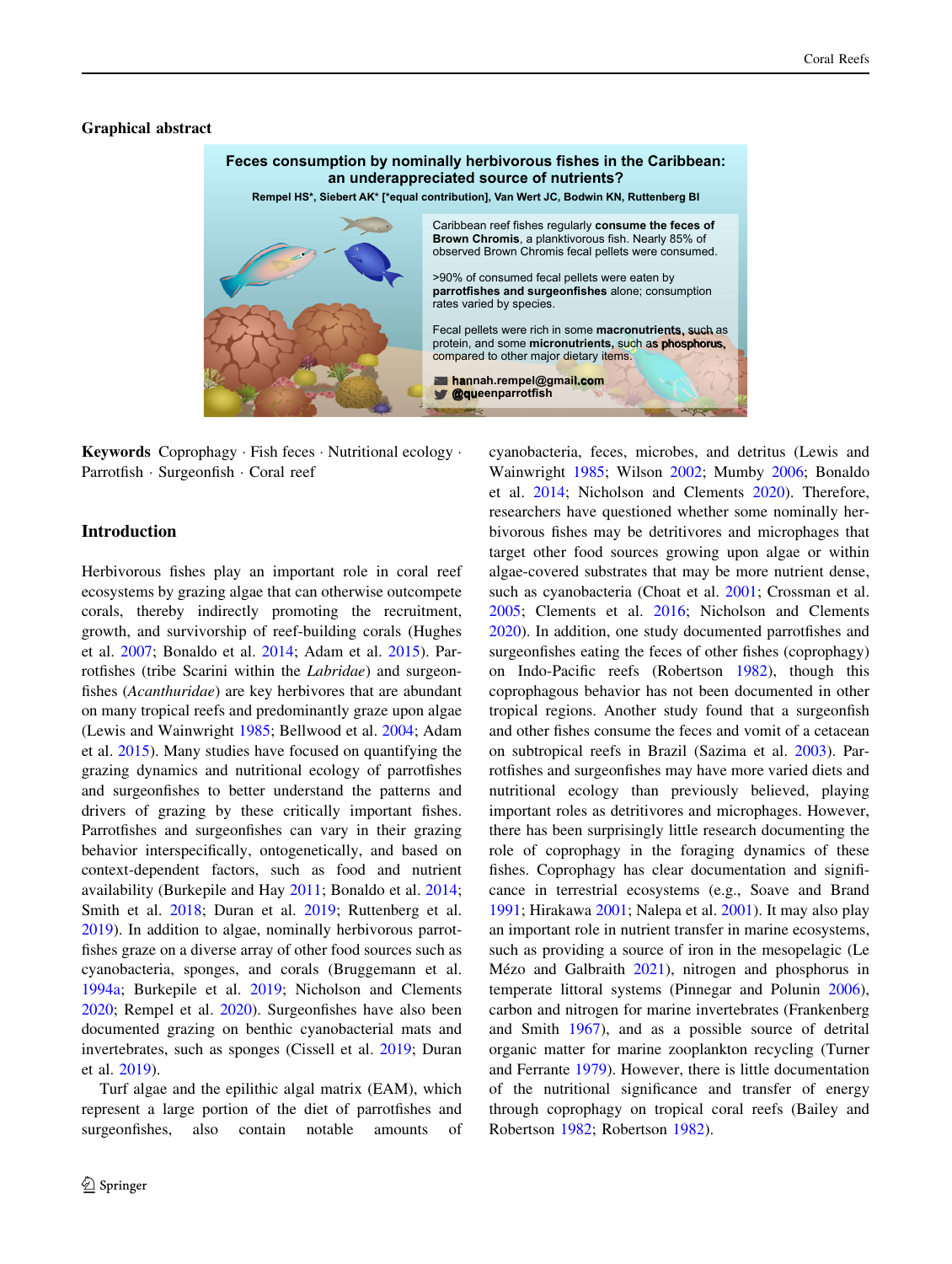## Graphical abstract

Feces consumption by nominally herbivorous fishes in the Caribbean: an underappreciated source of nutrients?

Rempel HS*, Siebert AK* [*equal contribution], Van Wert JC, Bodwin KN, Ruttenberg BI

Caribbean reef fishes regularly **consume the feces of Brown Chromis**, a planktivorous fish. Nearly 85% of observed Brown Chromis fecal pellets were consumed.

>90% of consumed fecal pellets were eaten by **parrotfishes and surgeonfishes** alone; consumption rates varied by species.

Fecal pellets were rich in some **macronutrients**, such as protein, and some **micronutrients**, such as **phosphorus**, compared to other major dietary items.

hannah.rempel@gmail.com
@queenparrotfish

**Keywords** Coprophagy · Fish feces · Nutritional ecology · Parrotfish · Surgeonfish · Coral reef

## Introduction

Herbivorous fishes play an important role in coral reef ecosystems by grazing algae that can otherwise outcompete corals, thereby indirectly promoting the recruitment, growth, and survivorship of reef-building corals (Hughes et al. 2007; Bonaldo et al. 2014; Adam et al. 2015). Parrotfishes (tribe Scarini within the *Labridae*) and surgeonfishes (*Acanthuridae*) are key herbivores that are abundant on many tropical reefs and predominantly graze upon algae (Lewis and Wainwright 1985; Bellwood et al. 2004; Adam et al. 2015). Many studies have focused on quantifying the grazing dynamics and nutritional ecology of parrotfishes and surgeonfishes to better understand the patterns and drivers of grazing by these critically important fishes. Parrotfishes and surgeonfishes can vary in their grazing behavior interspecifically, ontogenetically, and based on context-dependent factors, such as food and nutrient availability (Burkepile and Hay 2011; Bonaldo et al. 2014; Smith et al. 2018; Duran et al. 2019; Ruttenberg et al. 2019). In addition to algae, nominally herbivorous parrotfishes graze on a diverse array of other food sources such as cyanobacteria, sponges, and corals (Bruggemann et al. 1994a; Burkepile et al. 2019; Nicholson and Clements 2020; Rempel et al. 2020). Surgeonfishes have also been documented grazing on benthic cyanobacterial mats and invertebrates, such as sponges (Cissell et al. 2019; Duran et al. 2019).

Turf algae and the epilithic algal matrix (EAM), which represent a large portion of the diet of parrotfishes and surgeonfishes, also contain notable amounts of cyanobacteria, feces, microbes, and detritus (Lewis and Wainwright 1985; Wilson 2002; Mumby 2006; Bonaldo et al. 2014; Nicholson and Clements 2020). Therefore, researchers have questioned whether some nominally herbivorous fishes may be detritivores and microphages that target other food sources growing upon algae or within algae-covered substrates that may be more nutrient dense, such as cyanobacteria (Choat et al. 2001; Crossman et al. 2005; Clements et al. 2016; Nicholson and Clements 2020). In addition, one study documented parrotfishes and surgeonfishes eating the feces of other fishes (coprophagy) on Indo-Pacific reefs (Robertson 1982), though this coprophagous behavior has not been documented in other tropical regions. Another study found that a surgeonfish and other fishes consume the feces and vomit of a cetacean on subtropical reefs in Brazil (Sazima et al. 2003). Parrotfishes and surgeonfishes may have more varied diets and nutritional ecology than previously believed, playing important roles as detritivores and microphages. However, there has been surprisingly little research documenting the role of coprophagy in the foraging dynamics of these fishes. Coprophagy has clear documentation and significance in terrestrial ecosystems (e.g., Soave and Brand 1991; Hirakawa 2001; Nalepa et al. 2001). It may also play an important role in nutrient transfer in marine ecosystems, such as providing a source of iron in the mesopelagic (Le Mézo and Galbraith 2021), nitrogen and phosphorus in temperate littoral systems (Pinnegar and Polunin 2006), carbon and nitrogen for marine invertebrates (Frankenberg and Smith 1967), and as a possible source of detrital organic matter for marine zooplankton recycling (Turner and Ferrante 1979). However, there is little documentation of the nutritional significance and transfer of energy through coprophagy on tropical coral reefs (Bailey and Robertson 1982; Robertson 1982).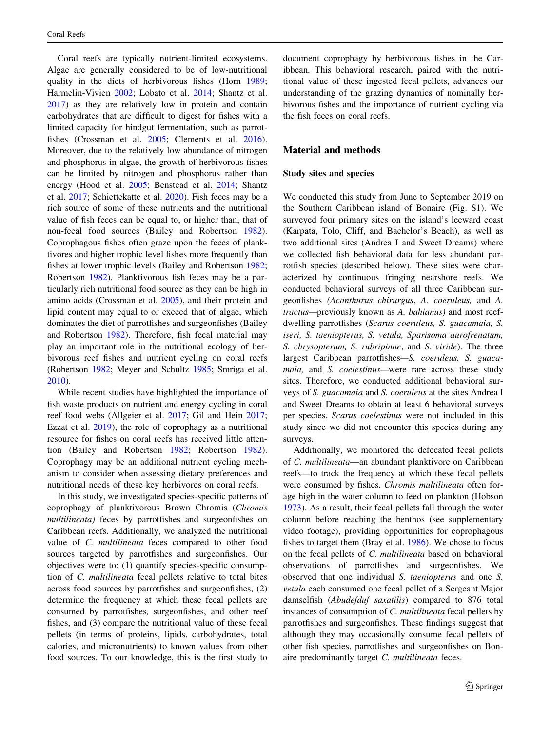Coral reefs are typically nutrient-limited ecosystems. Algae are generally considered to be of low-nutritional quality in the diets of herbivorous fishes (Horn 1989; Harmelin-Vivien 2002; Lobato et al. 2014; Shantz et al. 2017) as they are relatively low in protein and contain carbohydrates that are difficult to digest for fishes with a limited capacity for hindgut fermentation, such as parrotfishes (Crossman et al. 2005; Clements et al. 2016). Moreover, due to the relatively low abundance of nitrogen and phosphorus in algae, the growth of herbivorous fishes can be limited by nitrogen and phosphorus rather than energy (Hood et al. 2005; Benstead et al. 2014; Shantz et al. 2017; Schiettekatte et al. 2020). Fish feces may be a rich source of some of these nutrients and the nutritional value of fish feces can be equal to, or higher than, that of non-fecal food sources (Bailey and Robertson 1982). Coprophagous fishes often graze upon the feces of planktivores and higher trophic level fishes more frequently than fishes at lower trophic levels (Bailey and Robertson 1982; Robertson 1982). Planktivorous fish feces may be a particularly rich nutritional food source as they can be high in amino acids (Crossman et al. 2005), and their protein and lipid content may equal to or exceed that of algae, which dominates the diet of parrotfishes and surgeonfishes (Bailey and Robertson 1982). Therefore, fish fecal material may play an important role in the nutritional ecology of herbivorous reef fishes and nutrient cycling on coral reefs (Robertson 1982; Meyer and Schultz 1985; Smriga et al. 2010).

While recent studies have highlighted the importance of fish waste products on nutrient and energy cycling in coral reef food webs (Allgeier et al. 2017; Gil and Hein 2017; Ezzat et al. 2019), the role of coprophagy as a nutritional resource for fishes on coral reefs has received little attention (Bailey and Robertson 1982; Robertson 1982). Coprophagy may be an additional nutrient cycling mechanism to consider when assessing dietary preferences and nutritional needs of these key herbivores on coral reefs.

In this study, we investigated species-specific patterns of coprophagy of planktivorous Brown Chromis (*Chromis multilineata*) feces by parrotfishes and surgeonfishes on Caribbean reefs. Additionally, we analyzed the nutritional value of *C. multilineata* feces compared to other food sources targeted by parrotfishes and surgeonfishes. Our objectives were to: (1) quantify species-specific consumption of *C. multilineata* fecal pellets relative to total bites across food sources by parrotfishes and surgeonfishes, (2) determine the frequency at which these fecal pellets are consumed by parrotfishes, surgeonfishes, and other reef fishes, and (3) compare the nutritional value of these fecal pellets (in terms of proteins, lipids, carbohydrates, total calories, and micronutrients) to known values from other food sources. To our knowledge, this is the first study to document coprophagy by herbivorous fishes in the Caribbean. This behavioral research, paired with the nutritional value of these ingested fecal pellets, advances our understanding of the grazing dynamics of nominally herbivorous fishes and the importance of nutrient cycling via the fish feces on coral reefs.

## Material and methods

### Study sites and species

We conducted this study from June to September 2019 on the Southern Caribbean island of Bonaire (Fig. S1). We surveyed four primary sites on the island's leeward coast (Karpata, Tolo, Cliff, and Bachelor's Beach), as well as two additional sites (Andrea I and Sweet Dreams) where we collected fish behavioral data for less abundant parrotfish species (described below). These sites were characterized by continuous fringing nearshore reefs. We conducted behavioral surveys of all three Caribbean surgeonfishes *(Acanthurus chirurgus*, *A. coeruleus,* and *A. tractus*—previously known as *A. bahianus)* and most reef-dwelling parrotfishes (*Scarus coeruleus, S. guacamaia, S. iseri, S. taeniopterus, S. vetula, Sparisoma aurofrenatum, S. chrysopterum, S. rubripinne*, and *S. viride*). The three largest Caribbean parrotfishes—*S. coeruleus. S. guacamaia,* and *S. coelestinus*—were rare across these study sites. Therefore, we conducted additional behavioral surveys of *S. guacamaia* and *S. coeruleus* at the sites Andrea I and Sweet Dreams to obtain at least 6 behavioral surveys per species. *Scarus coelestinus* were not included in this study since we did not encounter this species during any surveys.

Additionally, we monitored the defecated fecal pellets of *C. multilineata*—an abundant planktivore on Caribbean reefs—to track the frequency at which these fecal pellets were consumed by fishes. *Chromis multilineata* often forage high in the water column to feed on plankton (Hobson 1973). As a result, their fecal pellets fall through the water column before reaching the benthos (see supplementary video footage), providing opportunities for coprophagous fishes to target them (Bray et al. 1986). We chose to focus on the fecal pellets of *C. multilineata* based on behavioral observations of parrotfishes and surgeonfishes. We observed that one individual *S. taeniopterus* and one *S. vetula* each consumed one fecal pellet of a Sergeant Major damselfish (*Abudefduf saxatilis*) compared to 876 total instances of consumption of *C. multilineata* fecal pellets by parrotfishes and surgeonfishes. These findings suggest that although they may occasionally consume fecal pellets of other fish species, parrotfishes and surgeonfishes on Bonaire predominantly target *C. multilineata* feces.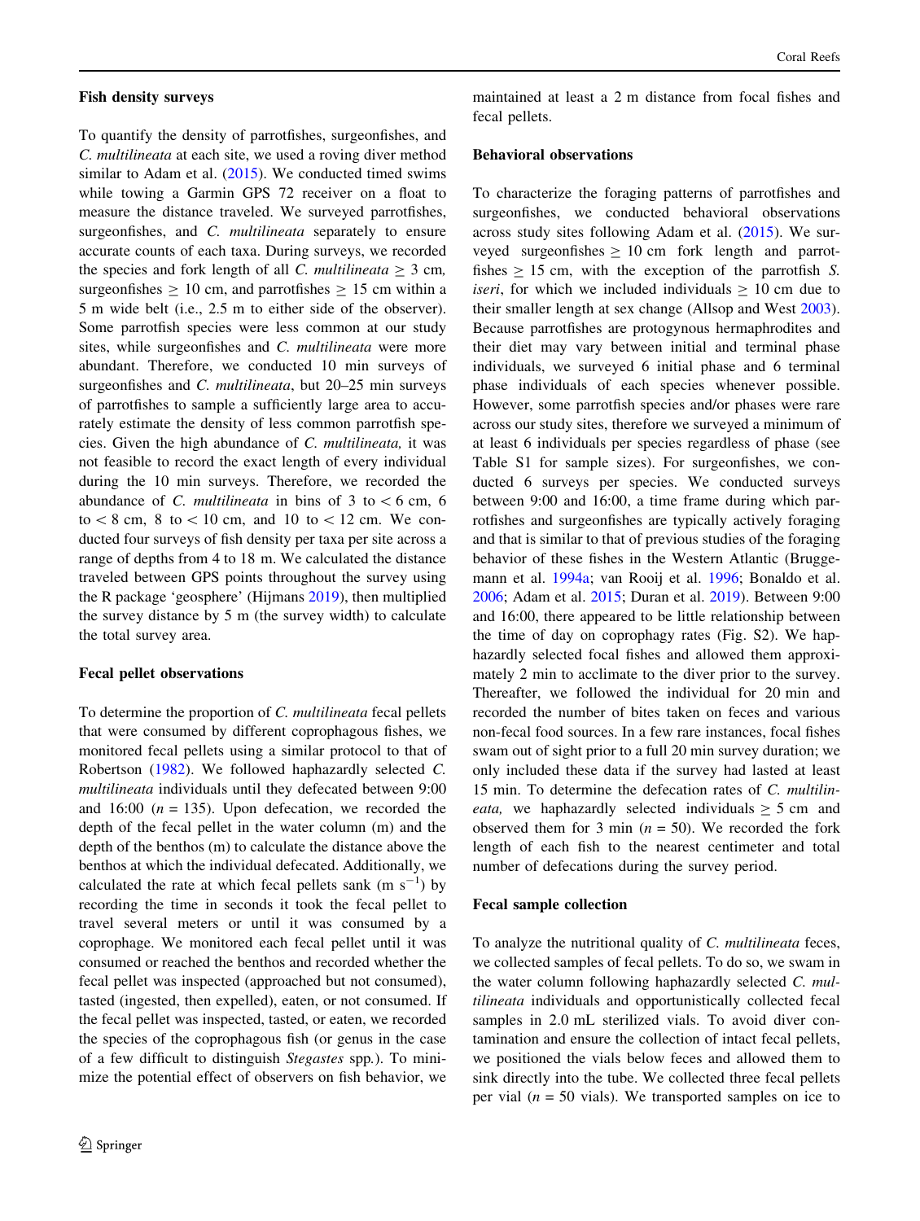### Fish density surveys

To quantify the density of parrotfishes, surgeonfishes, and *C. multilineata* at each site, we used a roving diver method similar to Adam et al. (2015). We conducted timed swims while towing a Garmin GPS 72 receiver on a float to measure the distance traveled. We surveyed parrotfishes, surgeonfishes, and *C. multilineata* separately to ensure accurate counts of each taxa. During surveys, we recorded the species and fork length of all *C. multilineata* ≥ 3 cm, surgeonfishes ≥ 10 cm, and parrotfishes ≥ 15 cm within a 5 m wide belt (i.e., 2.5 m to either side of the observer). Some parrotfish species were less common at our study sites, while surgeonfishes and *C. multilineata* were more abundant. Therefore, we conducted 10 min surveys of surgeonfishes and *C. multilineata*, but 20–25 min surveys of parrotfishes to sample a sufficiently large area to accurately estimate the density of less common parrotfish species. Given the high abundance of *C. multilineata,* it was not feasible to record the exact length of every individual during the 10 min surveys. Therefore, we recorded the abundance of *C. multilineata* in bins of 3 to < 6 cm, 6 to < 8 cm, 8 to < 10 cm, and 10 to < 12 cm. We conducted four surveys of fish density per taxa per site across a range of depths from 4 to 18 m. We calculated the distance traveled between GPS points throughout the survey using the R package 'geosphere' (Hijmans 2019), then multiplied the survey distance by 5 m (the survey width) to calculate the total survey area.

### Fecal pellet observations

To determine the proportion of *C. multilineata* fecal pellets that were consumed by different coprophagous fishes, we monitored fecal pellets using a similar protocol to that of Robertson (1982). We followed haphazardly selected *C. multilineata* individuals until they defecated between 9:00 and 16:00 (*n* = 135). Upon defecation, we recorded the depth of the fecal pellet in the water column (m) and the depth of the benthos (m) to calculate the distance above the benthos at which the individual defecated. Additionally, we calculated the rate at which fecal pellets sank (m $s^{-1}$) by recording the time in seconds it took the fecal pellet to travel several meters or until it was consumed by a coprophage. We monitored each fecal pellet until it was consumed or reached the benthos and recorded whether the fecal pellet was inspected (approached but not consumed), tasted (ingested, then expelled), eaten, or not consumed. If the fecal pellet was inspected, tasted, or eaten, we recorded the species of the coprophagous fish (or genus in the case of a few difficult to distinguish *Stegastes* spp.). To minimize the potential effect of observers on fish behavior, we maintained at least a 2 m distance from focal fishes and fecal pellets.

### Behavioral observations

To characterize the foraging patterns of parrotfishes and surgeonfishes, we conducted behavioral observations across study sites following Adam et al. (2015). We surveyed surgeonfishes ≥ 10 cm fork length and parrotfishes ≥ 15 cm, with the exception of the parrotfish *S. iseri*, for which we included individuals ≥ 10 cm due to their smaller length at sex change (Allsop and West 2003). Because parrotfishes are protogynous hermaphrodites and their diet may vary between initial and terminal phase individuals, we surveyed 6 initial phase and 6 terminal phase individuals of each species whenever possible. However, some parrotfish species and/or phases were rare across our study sites, therefore we surveyed a minimum of at least 6 individuals per species regardless of phase (see Table S1 for sample sizes). For surgeonfishes, we conducted 6 surveys per species. We conducted surveys between 9:00 and 16:00, a time frame during which parrotfishes and surgeonfishes are typically actively foraging and that is similar to that of previous studies of the foraging behavior of these fishes in the Western Atlantic (Bruggemann et al. 1994a; van Rooij et al. 1996; Bonaldo et al. 2006; Adam et al. 2015; Duran et al. 2019). Between 9:00 and 16:00, there appeared to be little relationship between the time of day on coprophagy rates (Fig. S2). We haphazardly selected focal fishes and allowed them approximately 2 min to acclimate to the diver prior to the survey. Thereafter, we followed the individual for 20 min and recorded the number of bites taken on feces and various non-fecal food sources. In a few rare instances, focal fishes swam out of sight prior to a full 20 min survey duration; we only included these data if the survey had lasted at least 15 min. To determine the defecation rates of *C. multilineata,* we haphazardly selected individuals ≥ 5 cm and observed them for 3 min (*n* = 50). We recorded the fork length of each fish to the nearest centimeter and total number of defecations during the survey period.

### Fecal sample collection

To analyze the nutritional quality of *C. multilineata* feces, we collected samples of fecal pellets. To do so, we swam in the water column following haphazardly selected *C. multilineata* individuals and opportunistically collected fecal samples in 2.0 mL sterilized vials. To avoid diver contamination and ensure the collection of intact fecal pellets, we positioned the vials below feces and allowed them to sink directly into the tube. We collected three fecal pellets per vial (*n* = 50 vials). We transported samples on ice to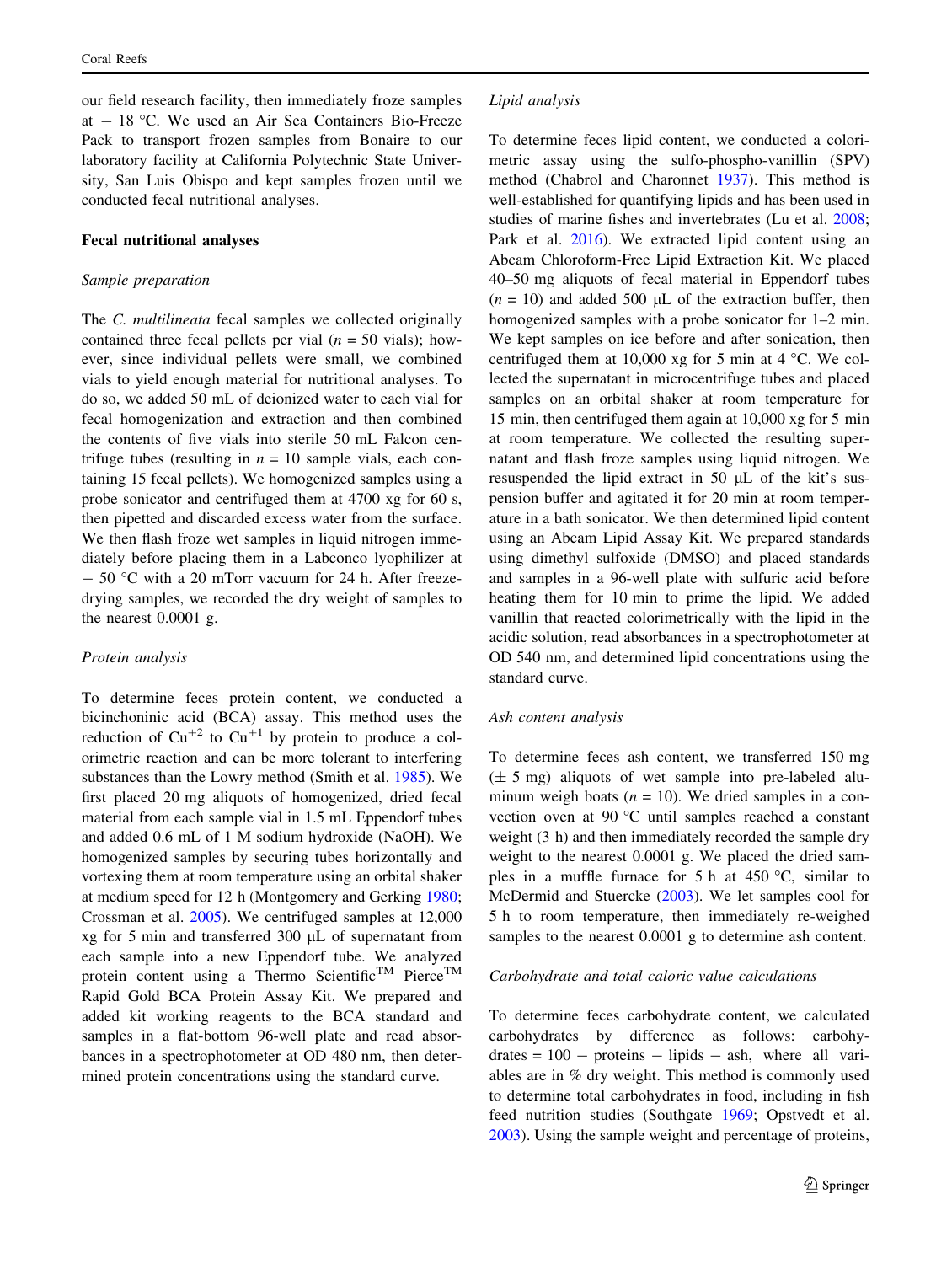our field research facility, then immediately froze samples at − 18 °C. We used an Air Sea Containers Bio-Freeze Pack to transport frozen samples from Bonaire to our laboratory facility at California Polytechnic State University, San Luis Obispo and kept samples frozen until we conducted fecal nutritional analyses.

### Fecal nutritional analyses

#### *Sample preparation*

The *C. multilineata* fecal samples we collected originally contained three fecal pellets per vial ($n = 50$ vials); however, since individual pellets were small, we combined vials to yield enough material for nutritional analyses. To do so, we added 50 mL of deionized water to each vial for fecal homogenization and extraction and then combined the contents of five vials into sterile 50 mL Falcon centrifuge tubes (resulting in $n = 10$ sample vials, each containing 15 fecal pellets). We homogenized samples using a probe sonicator and centrifuged them at 4700 xg for 60 s, then pipetted and discarded excess water from the surface. We then flash froze wet samples in liquid nitrogen immediately before placing them in a Labconco lyophilizer at − 50 °C with a 20 mTorr vacuum for 24 h. After freeze-drying samples, we recorded the dry weight of samples to the nearest 0.0001 g.

#### *Protein analysis*

To determine feces protein content, we conducted a bicinchoninic acid (BCA) assay. This method uses the reduction of $Cu^{+2}$ to $Cu^{+1}$ by protein to produce a colorimetric reaction and can be more tolerant to interfering substances than the Lowry method (Smith et al. 1985). We first placed 20 mg aliquots of homogenized, dried fecal material from each sample vial in 1.5 mL Eppendorf tubes and added 0.6 mL of 1 M sodium hydroxide (NaOH). We homogenized samples by securing tubes horizontally and vortexing them at room temperature using an orbital shaker at medium speed for 12 h (Montgomery and Gerking 1980; Crossman et al. 2005). We centrifuged samples at 12,000 xg for 5 min and transferred 300 µL of supernatant from each sample into a new Eppendorf tube. We analyzed protein content using a Thermo Scientific™ Pierce™ Rapid Gold BCA Protein Assay Kit. We prepared and added kit working reagents to the BCA standard and samples in a flat-bottom 96-well plate and read absorbances in a spectrophotometer at OD 480 nm, then determined protein concentrations using the standard curve.

#### *Lipid analysis*

To determine feces lipid content, we conducted a colorimetric assay using the sulfo-phospho-vanillin (SPV) method (Chabrol and Charonnet 1937). This method is well-established for quantifying lipids and has been used in studies of marine fishes and invertebrates (Lu et al. 2008; Park et al. 2016). We extracted lipid content using an Abcam Chloroform-Free Lipid Extraction Kit. We placed 40–50 mg aliquots of fecal material in Eppendorf tubes ($n = 10$) and added 500 µL of the extraction buffer, then homogenized samples with a probe sonicator for 1–2 min. We kept samples on ice before and after sonication, then centrifuged them at 10,000 xg for 5 min at 4 °C. We collected the supernatant in microcentrifuge tubes and placed samples on an orbital shaker at room temperature for 15 min, then centrifuged them again at 10,000 xg for 5 min at room temperature. We collected the resulting supernatant and flash froze samples using liquid nitrogen. We resuspended the lipid extract in 50 µL of the kit's suspension buffer and agitated it for 20 min at room temperature in a bath sonicator. We then determined lipid content using an Abcam Lipid Assay Kit. We prepared standards using dimethyl sulfoxide (DMSO) and placed standards and samples in a 96-well plate with sulfuric acid before heating them for 10 min to prime the lipid. We added vanillin that reacted colorimetrically with the lipid in the acidic solution, read absorbances in a spectrophotometer at OD 540 nm, and determined lipid concentrations using the standard curve.

#### *Ash content analysis*

To determine feces ash content, we transferred 150 mg (± 5 mg) aliquots of wet sample into pre-labeled aluminum weigh boats ($n = 10$). We dried samples in a convection oven at 90 °C until samples reached a constant weight (3 h) and then immediately recorded the sample dry weight to the nearest 0.0001 g. We placed the dried samples in a muffle furnace for 5 h at 450 °C, similar to McDermid and Stuercke (2003). We let samples cool for 5 h to room temperature, then immediately re-weighed samples to the nearest 0.0001 g to determine ash content.

#### *Carbohydrate and total caloric value calculations*

To determine feces carbohydrate content, we calculated carbohydrates by difference as follows: carbohydrates = 100 − proteins − lipids − ash, where all variables are in % dry weight. This method is commonly used to determine total carbohydrates in food, including in fish feed nutrition studies (Southgate 1969; Opstvedt et al. 2003). Using the sample weight and percentage of proteins,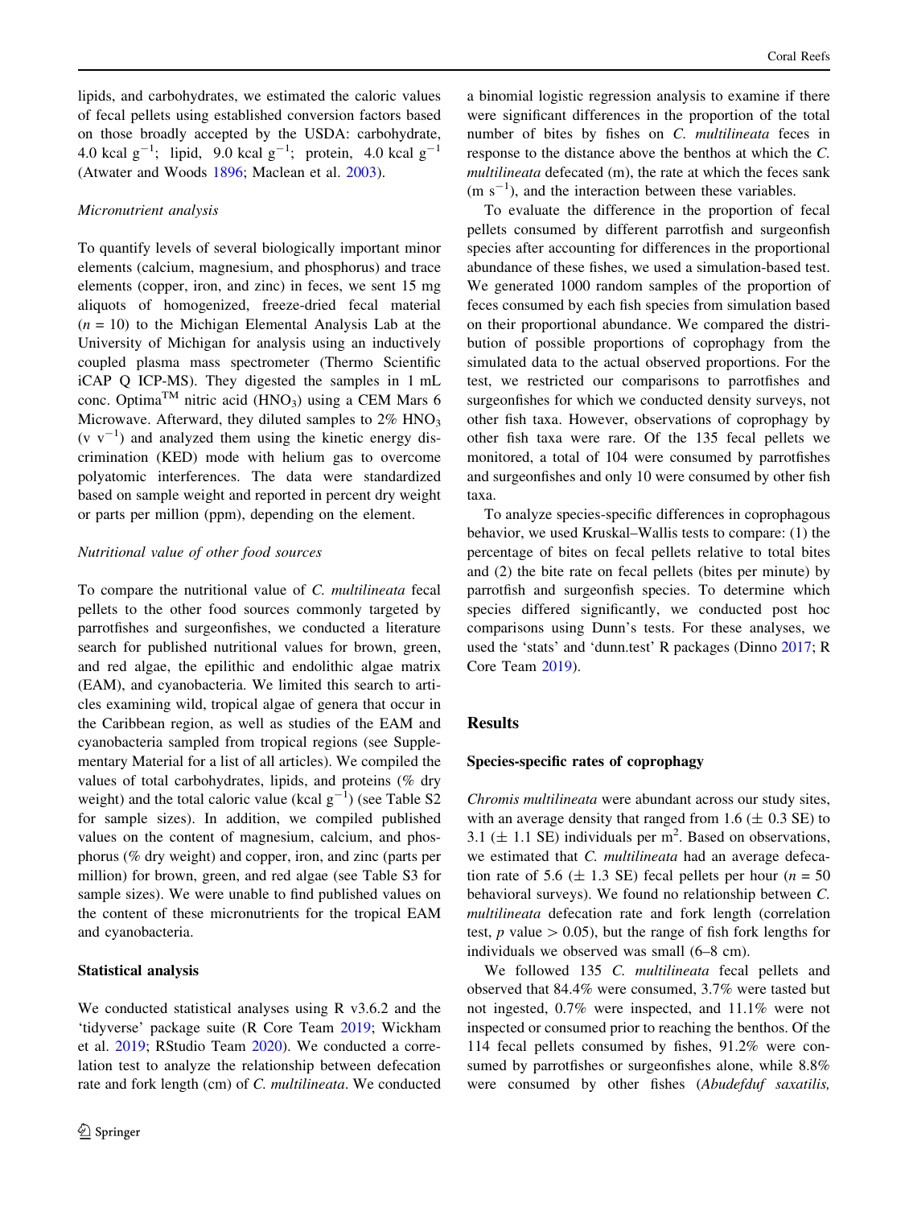lipids, and carbohydrates, we estimated the caloric values of fecal pellets using established conversion factors based on those broadly accepted by the USDA: carbohydrate, 4.0 kcal $g^{-1}$; lipid, 9.0 kcal $g^{-1}$; protein, 4.0 kcal $g^{-1}$ (Atwater and Woods 1896; Maclean et al. 2003).

### *Micronutrient analysis*

To quantify levels of several biologically important minor elements (calcium, magnesium, and phosphorus) and trace elements (copper, iron, and zinc) in feces, we sent 15 mg aliquots of homogenized, freeze-dried fecal material ($n = 10$) to the Michigan Elemental Analysis Lab at the University of Michigan for analysis using an inductively coupled plasma mass spectrometer (Thermo Scientific iCAP Q ICP-MS). They digested the samples in 1 mL conc. Optima™ nitric acid ($HNO_3$) using a CEM Mars 6 Microwave. Afterward, they diluted samples to 2% $HNO_3$ ($v\ v^{-1}$) and analyzed them using the kinetic energy discrimination (KED) mode with helium gas to overcome polyatomic interferences. The data were standardized based on sample weight and reported in percent dry weight or parts per million (ppm), depending on the element.

### *Nutritional value of other food sources*

To compare the nutritional value of *C. multilineata* fecal pellets to the other food sources commonly targeted by parrotfishes and surgeonfishes, we conducted a literature search for published nutritional values for brown, green, and red algae, the epilithic and endolithic algae matrix (EAM), and cyanobacteria. We limited this search to articles examining wild, tropical algae of genera that occur in the Caribbean region, as well as studies of the EAM and cyanobacteria sampled from tropical regions (see Supplementary Material for a list of all articles). We compiled the values of total carbohydrates, lipids, and proteins (% dry weight) and the total caloric value (kcal $g^{-1}$) (see Table S2 for sample sizes). In addition, we compiled published values on the content of magnesium, calcium, and phosphorus (% dry weight) and copper, iron, and zinc (parts per million) for brown, green, and red algae (see Table S3 for sample sizes). We were unable to find published values on the content of these micronutrients for the tropical EAM and cyanobacteria.

### Statistical analysis

We conducted statistical analyses using R v3.6.2 and the 'tidyverse' package suite (R Core Team 2019; Wickham et al. 2019; RStudio Team 2020). We conducted a correlation test to analyze the relationship between defecation rate and fork length (cm) of *C. multilineata*. We conducted a binomial logistic regression analysis to examine if there were significant differences in the proportion of the total number of bites by fishes on *C. multilineata* feces in response to the distance above the benthos at which the *C. multilineata* defecated (m), the rate at which the feces sank ($m\ s^{-1}$), and the interaction between these variables.

To evaluate the difference in the proportion of fecal pellets consumed by different parrotfish and surgeonfish species after accounting for differences in the proportional abundance of these fishes, we used a simulation-based test. We generated 1000 random samples of the proportion of feces consumed by each fish species from simulation based on their proportional abundance. We compared the distribution of possible proportions of coprophagy from the simulated data to the actual observed proportions. For the test, we restricted our comparisons to parrotfishes and surgeonfishes for which we conducted density surveys, not other fish taxa. However, observations of coprophagy by other fish taxa were rare. Of the 135 fecal pellets we monitored, a total of 104 were consumed by parrotfishes and surgeonfishes and only 10 were consumed by other fish taxa.

To analyze species-specific differences in coprophagous behavior, we used Kruskal–Wallis tests to compare: (1) the percentage of bites on fecal pellets relative to total bites and (2) the bite rate on fecal pellets (bites per minute) by parrotfish and surgeonfish species. To determine which species differed significantly, we conducted post hoc comparisons using Dunn's tests. For these analyses, we used the 'stats' and 'dunn.test' R packages (Dinno 2017; R Core Team 2019).

## Results

### Species-specific rates of coprophagy

*Chromis multilineata* were abundant across our study sites, with an average density that ranged from 1.6 ($\pm$ 0.3 SE) to 3.1 ($\pm$ 1.1 SE) individuals per $m^2$. Based on observations, we estimated that *C. multilineata* had an average defecation rate of 5.6 ($\pm$ 1.3 SE) fecal pellets per hour ($n = 50$ behavioral surveys). We found no relationship between *C. multilineata* defecation rate and fork length (correlation test, $p$ value $> 0.05$), but the range of fish fork lengths for individuals we observed was small (6–8 cm).

We followed 135 *C. multilineata* fecal pellets and observed that 84.4% were consumed, 3.7% were tasted but not ingested, 0.7% were inspected, and 11.1% were not inspected or consumed prior to reaching the benthos. Of the 114 fecal pellets consumed by fishes, 91.2% were consumed by parrotfishes or surgeonfishes alone, while 8.8% were consumed by other fishes (*Abudefduf saxatilis,*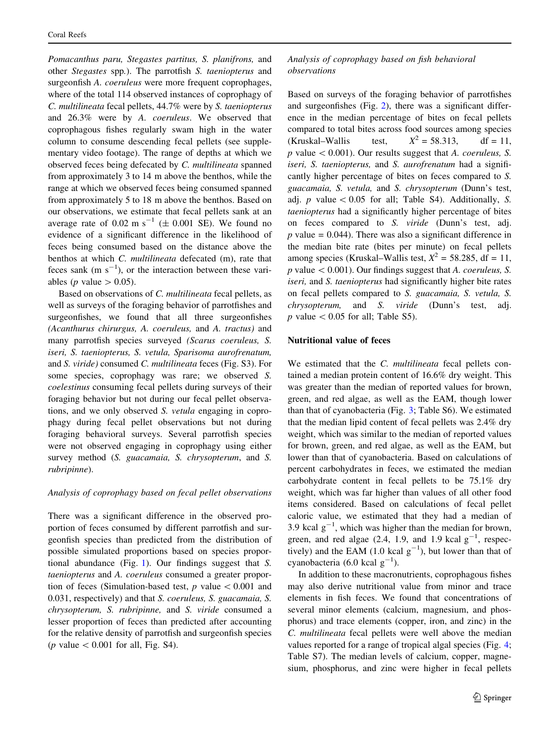*Pomacanthus paru, Stegastes partitus, S. planifrons,* and other *Stegastes* spp.). The parrotfish *S. taeniopterus* and surgeonfish *A. coeruleus* were more frequent coprophages, where of the total 114 observed instances of coprophagy of *C. multilineata* fecal pellets, 44.7% were by *S. taeniopterus* and 26.3% were by *A. coeruleus*. We observed that coprophagous fishes regularly swam high in the water column to consume descending fecal pellets (see supplementary video footage). The range of depths at which we observed feces being defecated by *C. multilineata* spanned from approximately 3 to 14 m above the benthos, while the range at which we observed feces being consumed spanned from approximately 5 to 18 m above the benthos. Based on our observations, we estimate that fecal pellets sank at an average rate of 0.02 m $s^{-1}$ ($\pm$ 0.001 SE). We found no evidence of a significant difference in the likelihood of feces being consumed based on the distance above the benthos at which *C. multilineata* defecated (m), rate that feces sank (m $s^{-1}$), or the interaction between these variables ($p$ value $> 0.05$).

Based on observations of *C. multilineata* fecal pellets, as well as surveys of the foraging behavior of parrotfishes and surgeonfishes, we found that all three surgeonfishes *(Acanthurus chirurgus, A. coeruleus,* and *A. tractus)* and many parrotfish species surveyed *(Scarus coeruleus, S. iseri, S. taeniopterus, S. vetula, Sparisoma aurofrenatum,* and *S. viride)* consumed *C. multilineata* feces (Fig. S3). For some species, coprophagy was rare; we observed *S. coelestinus* consuming fecal pellets during surveys of their foraging behavior but not during our fecal pellet observations, and we only observed *S. vetula* engaging in coprophagy during fecal pellet observations but not during foraging behavioral surveys. Several parrotfish species were not observed engaging in coprophagy using either survey method (*S. guacamaia, S. chrysopterum*, and *S. rubripinne*).

### *Analysis of coprophagy based on fecal pellet observations*

There was a significant difference in the observed proportion of feces consumed by different parrotfish and surgeonfish species than predicted from the distribution of possible simulated proportions based on species proportional abundance (Fig. 1). Our findings suggest that *S. taeniopterus* and *A. coeruleus* consumed a greater proportion of feces (Simulation-based test, $p$ value $< 0.001$ and 0.031, respectively) and that *S. coeruleus, S. guacamaia, S. chrysopterum, S. rubripinne,* and *S. viride* consumed a lesser proportion of feces than predicted after accounting for the relative density of parrotfish and surgeonfish species ($p$ value $< 0.001$ for all, Fig. S4).

### *Analysis of coprophagy based on fish behavioral observations*

Based on surveys of the foraging behavior of parrotfishes and surgeonfishes (Fig. 2), there was a significant difference in the median percentage of bites on fecal pellets compared to total bites across food sources among species (Kruskal–Wallis test, $X^2 = 58.313$, df = 11, $p$ value $< 0.001$). Our results suggest that *A. coeruleus, S. iseri, S. taeniopterus,* and *S. aurofrenatum* had a significantly higher percentage of bites on feces compared to *S. guacamaia, S. vetula,* and *S. chrysopterum* (Dunn's test, adj. $p$ value $< 0.05$ for all; Table S4). Additionally, *S. taeniopterus* had a significantly higher percentage of bites on feces compared to *S. viride* (Dunn's test, adj. $p$ value = 0.044). There was also a significant difference in the median bite rate (bites per minute) on fecal pellets among species (Kruskal–Wallis test, $X^2 = 58.285$, df = 11, $p$ value $< 0.001$). Our findings suggest that *A. coeruleus, S. iseri,* and *S. taeniopterus* had significantly higher bite rates on fecal pellets compared to *S. guacamaia, S. vetula, S. chrysopterum,* and *S. viride* (Dunn's test, adj. $p$ value $< 0.05$ for all; Table S5).

## Nutritional value of feces

We estimated that the *C. multilineata* fecal pellets contained a median protein content of 16.6% dry weight. This was greater than the median of reported values for brown, green, and red algae, as well as the EAM, though lower than that of cyanobacteria (Fig. 3; Table S6). We estimated that the median lipid content of fecal pellets was 2.4% dry weight, which was similar to the median of reported values for brown, green, and red algae, as well as the EAM, but lower than that of cyanobacteria. Based on calculations of percent carbohydrates in feces, we estimated the median carbohydrate content in fecal pellets to be 75.1% dry weight, which was far higher than values of all other food items considered. Based on calculations of fecal pellet caloric value, we estimated that they had a median of 3.9 kcal $g^{-1}$, which was higher than the median for brown, green, and red algae (2.4, 1.9, and 1.9 kcal $g^{-1}$, respectively) and the EAM (1.0 kcal $g^{-1}$), but lower than that of cyanobacteria (6.0 kcal $g^{-1}$).

In addition to these macronutrients, coprophagous fishes may also derive nutritional value from minor and trace elements in fish feces. We found that concentrations of several minor elements (calcium, magnesium, and phosphorus) and trace elements (copper, iron, and zinc) in the *C. multilineata* fecal pellets were well above the median values reported for a range of tropical algal species (Fig. 4; Table S7). The median levels of calcium, copper, magnesium, phosphorus, and zinc were higher in fecal pellets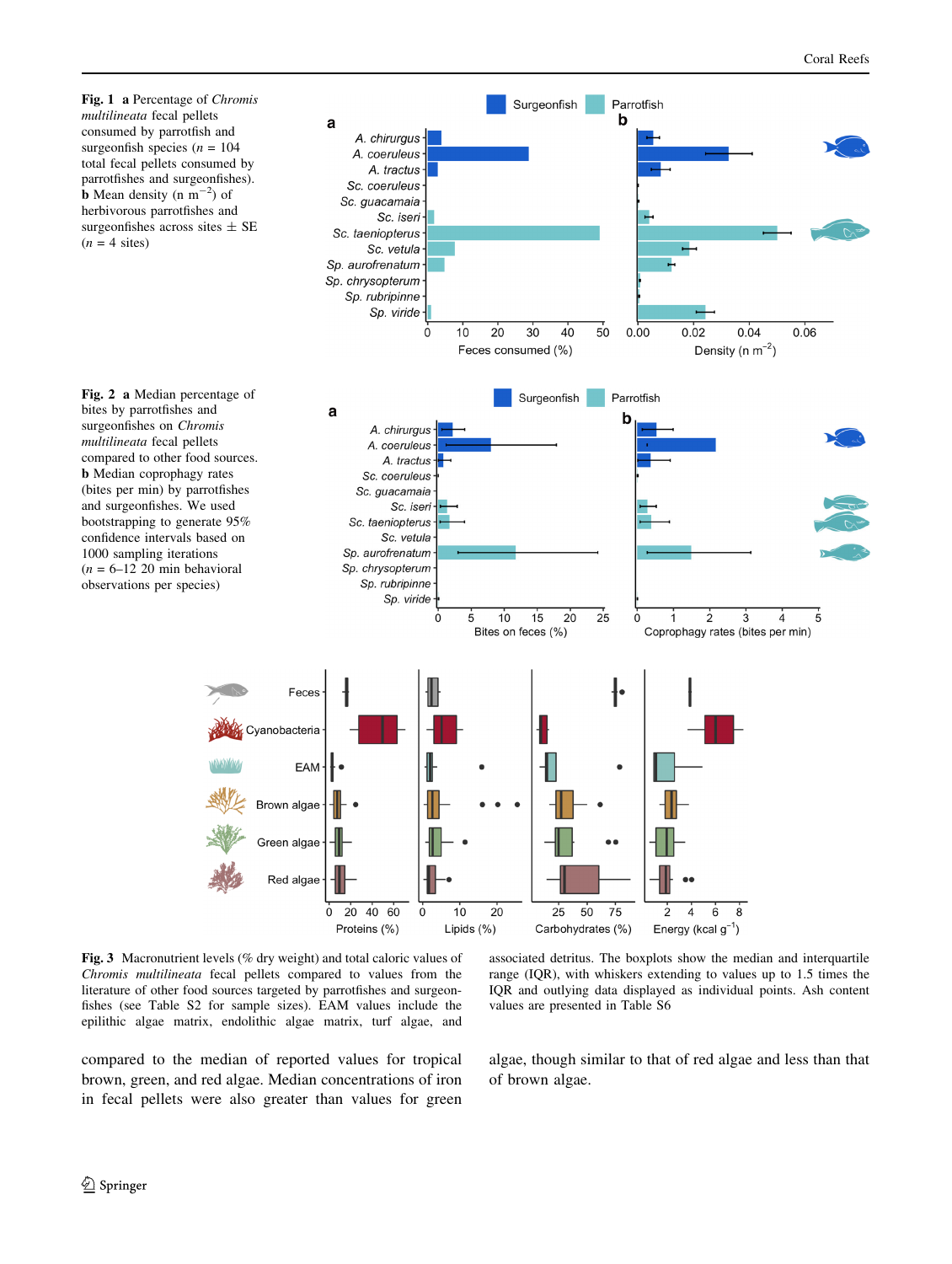**Fig. 1** **a** Percentage of *Chromis multilineata* fecal pellets consumed by parrotfish and surgeonfish species (*n* = 104 total fecal pellets consumed by parrotfishes and surgeonfishes). **b** Mean density (n $m^{-2}$) of herbivorous parrotfishes and surgeonfishes across sites ± SE (*n* = 4 sites)

**Fig. 2** **a** Median percentage of bites by parrotfishes and surgeonfishes on *Chromis multilineata* fecal pellets compared to other food sources. **b** Median coprophagy rates (bites per min) by parrotfishes and surgeonfishes. We used bootstrapping to generate 95% confidence intervals based on 1000 sampling iterations (*n* = 6–12 20 min behavioral observations per species)

**Fig. 3** Macronutrient levels (% dry weight) and total caloric values of *Chromis multilineata* fecal pellets compared to values from the literature of other food sources targeted by parrotfishes and surgeonfishes (see Table S2 for sample sizes). EAM values include the epilithic algae matrix, endolithic algae matrix, turf algae, and associated detritus. The boxplots show the median and interquartile range (IQR), with whiskers extending to values up to 1.5 times the IQR and outlying data displayed as individual points. Ash content values are presented in Table S6

compared to the median of reported values for tropical brown, green, and red algae. Median concentrations of iron in fecal pellets were also greater than values for green algae, though similar to that of red algae and less than that of brown algae.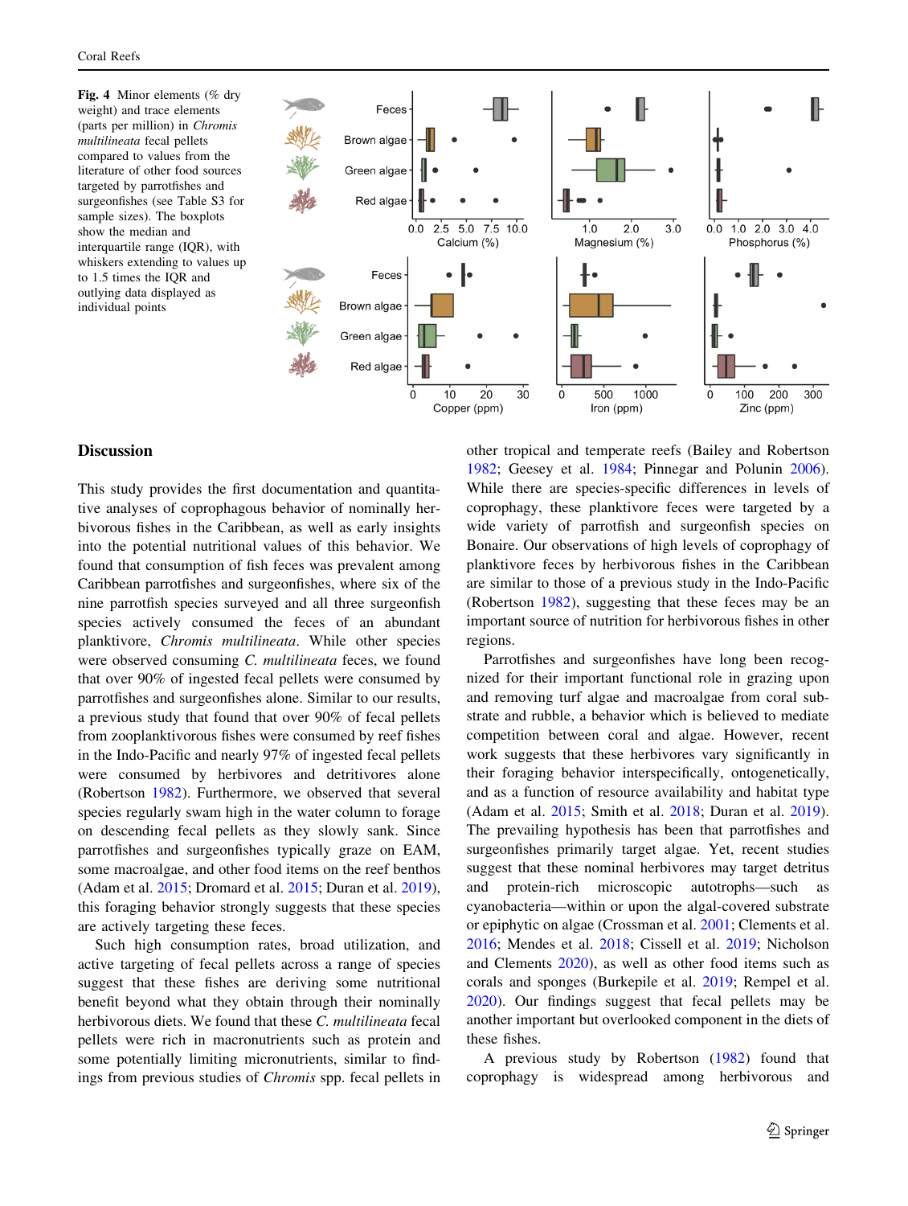**Fig. 4** Minor elements (% dry weight) and trace elements (parts per million) in *Chromis multilineata* fecal pellets compared to values from the literature of other food sources targeted by parrotfishes and surgeonfishes (see Table S3 for sample sizes). The boxplots show the median and interquartile range (IQR), with whiskers extending to values up to 1.5 times the IQR and outlying data displayed as individual points

## Discussion

This study provides the first documentation and quantitative analyses of coprophagous behavior of nominally herbivorous fishes in the Caribbean, as well as early insights into the potential nutritional values of this behavior. We found that consumption of fish feces was prevalent among Caribbean parrotfishes and surgeonfishes, where six of the nine parrotfish species surveyed and all three surgeonfish species actively consumed the feces of an abundant planktivore, *Chromis multilineata*. While other species were observed consuming *C. multilineata* feces, we found that over 90% of ingested fecal pellets were consumed by parrotfishes and surgeonfishes alone. Similar to our results, a previous study that found that over 90% of fecal pellets from zooplanktivorous fishes were consumed by reef fishes in the Indo-Pacific and nearly 97% of ingested fecal pellets were consumed by herbivores and detritivores alone (Robertson 1982). Furthermore, we observed that several species regularly swam high in the water column to forage on descending fecal pellets as they slowly sank. Since parrotfishes and surgeonfishes typically graze on EAM, some macroalgae, and other food items on the reef benthos (Adam et al. 2015; Dromard et al. 2015; Duran et al. 2019), this foraging behavior strongly suggests that these species are actively targeting these feces.

Such high consumption rates, broad utilization, and active targeting of fecal pellets across a range of species suggest that these fishes are deriving some nutritional benefit beyond what they obtain through their nominally herbivorous diets. We found that these *C. multilineata* fecal pellets were rich in macronutrients such as protein and some potentially limiting micronutrients, similar to findings from previous studies of *Chromis* spp. fecal pellets in other tropical and temperate reefs (Bailey and Robertson 1982; Geesey et al. 1984; Pinnegar and Polunin 2006). While there are species-specific differences in levels of coprophagy, these planktivore feces were targeted by a wide variety of parrotfish and surgeonfish species on Bonaire. Our observations of high levels of coprophagy of planktivore feces by herbivorous fishes in the Caribbean are similar to those of a previous study in the Indo-Pacific (Robertson 1982), suggesting that these feces may be an important source of nutrition for herbivorous fishes in other regions.

Parrotfishes and surgeonfishes have long been recognized for their important functional role in grazing upon and removing turf algae and macroalgae from coral substrate and rubble, a behavior which is believed to mediate competition between coral and algae. However, recent work suggests that these herbivores vary significantly in their foraging behavior interspecifically, ontogenetically, and as a function of resource availability and habitat type (Adam et al. 2015; Smith et al. 2018; Duran et al. 2019). The prevailing hypothesis has been that parrotfishes and surgeonfishes primarily target algae. Yet, recent studies suggest that these nominal herbivores may target detritus and protein-rich microscopic autotrophs—such as cyanobacteria—within or upon the algal-covered substrate or epiphytic on algae (Crossman et al. 2001; Clements et al. 2016; Mendes et al. 2018; Cissell et al. 2019; Nicholson and Clements 2020), as well as other food items such as corals and sponges (Burkepile et al. 2019; Rempel et al. 2020). Our findings suggest that fecal pellets may be another important but overlooked component in the diets of these fishes.

A previous study by Robertson (1982) found that coprophagy is widespread among herbivorous and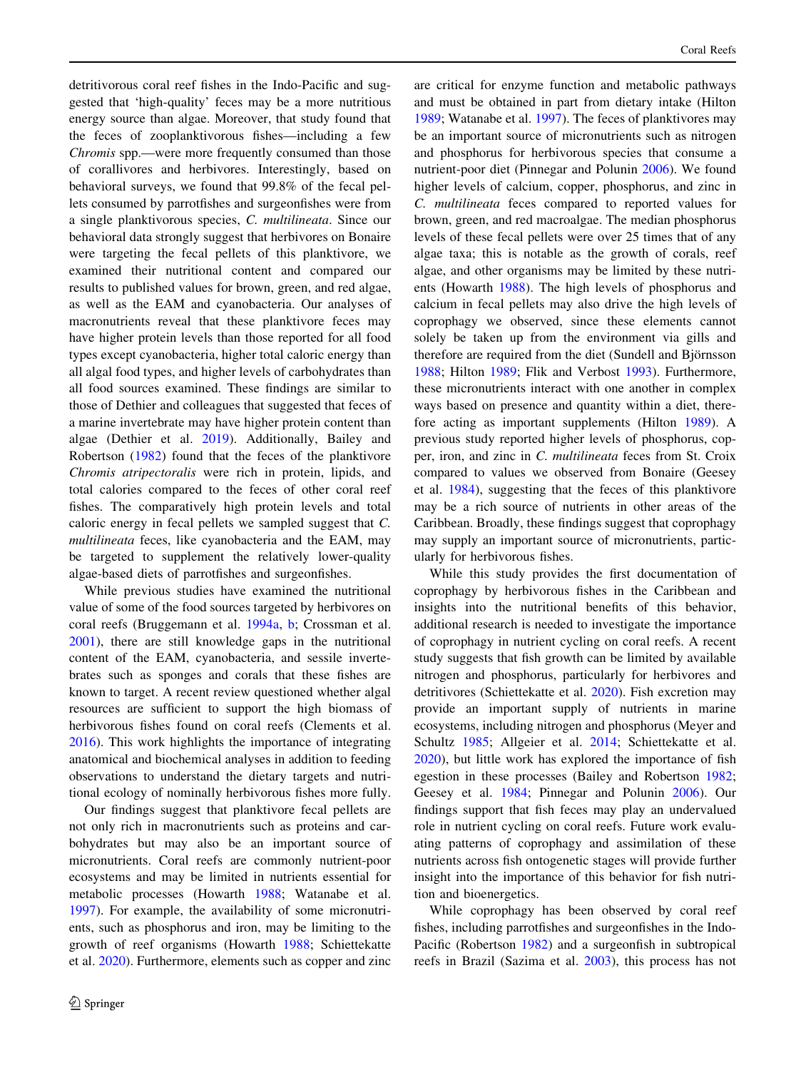detritivorous coral reef fishes in the Indo-Pacific and suggested that 'high-quality' feces may be a more nutritious energy source than algae. Moreover, that study found that the feces of zooplanktivorous fishes—including a few *Chromis* spp.—were more frequently consumed than those of corallivores and herbivores. Interestingly, based on behavioral surveys, we found that 99.8% of the fecal pellets consumed by parrotfishes and surgeonfishes were from a single planktivorous species, *C. multilineata*. Since our behavioral data strongly suggest that herbivores on Bonaire were targeting the fecal pellets of this planktivore, we examined their nutritional content and compared our results to published values for brown, green, and red algae, as well as the EAM and cyanobacteria. Our analyses of macronutrients reveal that these planktivore feces may have higher protein levels than those reported for all food types except cyanobacteria, higher total caloric energy than all algal food types, and higher levels of carbohydrates than all food sources examined. These findings are similar to those of Dethier and colleagues that suggested that feces of a marine invertebrate may have higher protein content than algae (Dethier et al. 2019). Additionally, Bailey and Robertson (1982) found that the feces of the planktivore *Chromis atripectoralis* were rich in protein, lipids, and total calories compared to the feces of other coral reef fishes. The comparatively high protein levels and total caloric energy in fecal pellets we sampled suggest that *C. multilineata* feces, like cyanobacteria and the EAM, may be targeted to supplement the relatively lower-quality algae-based diets of parrotfishes and surgeonfishes.

While previous studies have examined the nutritional value of some of the food sources targeted by herbivores on coral reefs (Bruggemann et al. 1994a, b; Crossman et al. 2001), there are still knowledge gaps in the nutritional content of the EAM, cyanobacteria, and sessile invertebrates such as sponges and corals that these fishes are known to target. A recent review questioned whether algal resources are sufficient to support the high biomass of herbivorous fishes found on coral reefs (Clements et al. 2016). This work highlights the importance of integrating anatomical and biochemical analyses in addition to feeding observations to understand the dietary targets and nutritional ecology of nominally herbivorous fishes more fully.

Our findings suggest that planktivore fecal pellets are not only rich in macronutrients such as proteins and carbohydrates but may also be an important source of micronutrients. Coral reefs are commonly nutrient-poor ecosystems and may be limited in nutrients essential for metabolic processes (Howarth 1988; Watanabe et al. 1997). For example, the availability of some micronutrients, such as phosphorus and iron, may be limiting to the growth of reef organisms (Howarth 1988; Schiettekatte et al. 2020). Furthermore, elements such as copper and zinc are critical for enzyme function and metabolic pathways and must be obtained in part from dietary intake (Hilton 1989; Watanabe et al. 1997). The feces of planktivores may be an important source of micronutrients such as nitrogen and phosphorus for herbivorous species that consume a nutrient-poor diet (Pinnegar and Polunin 2006). We found higher levels of calcium, copper, phosphorus, and zinc in *C. multilineata* feces compared to reported values for brown, green, and red macroalgae. The median phosphorus levels of these fecal pellets were over 25 times that of any algae taxa; this is notable as the growth of corals, reef algae, and other organisms may be limited by these nutrients (Howarth 1988). The high levels of phosphorus and calcium in fecal pellets may also drive the high levels of coprophagy we observed, since these elements cannot solely be taken up from the environment via gills and therefore are required from the diet (Sundell and Björnsson 1988; Hilton 1989; Flik and Verbost 1993). Furthermore, these micronutrients interact with one another in complex ways based on presence and quantity within a diet, therefore acting as important supplements (Hilton 1989). A previous study reported higher levels of phosphorus, copper, iron, and zinc in *C. multilineata* feces from St. Croix compared to values we observed from Bonaire (Geesey et al. 1984), suggesting that the feces of this planktivore may be a rich source of nutrients in other areas of the Caribbean. Broadly, these findings suggest that coprophagy may supply an important source of micronutrients, particularly for herbivorous fishes.

While this study provides the first documentation of coprophagy by herbivorous fishes in the Caribbean and insights into the nutritional benefits of this behavior, additional research is needed to investigate the importance of coprophagy in nutrient cycling on coral reefs. A recent study suggests that fish growth can be limited by available nitrogen and phosphorus, particularly for herbivores and detritivores (Schiettekatte et al. 2020). Fish excretion may provide an important supply of nutrients in marine ecosystems, including nitrogen and phosphorus (Meyer and Schultz 1985; Allgeier et al. 2014; Schiettekatte et al. 2020), but little work has explored the importance of fish egestion in these processes (Bailey and Robertson 1982; Geesey et al. 1984; Pinnegar and Polunin 2006). Our findings support that fish feces may play an undervalued role in nutrient cycling on coral reefs. Future work evaluating patterns of coprophagy and assimilation of these nutrients across fish ontogenetic stages will provide further insight into the importance of this behavior for fish nutrition and bioenergetics.

While coprophagy has been observed by coral reef fishes, including parrotfishes and surgeonfishes in the Indo-Pacific (Robertson 1982) and a surgeonfish in subtropical reefs in Brazil (Sazima et al. 2003), this process has not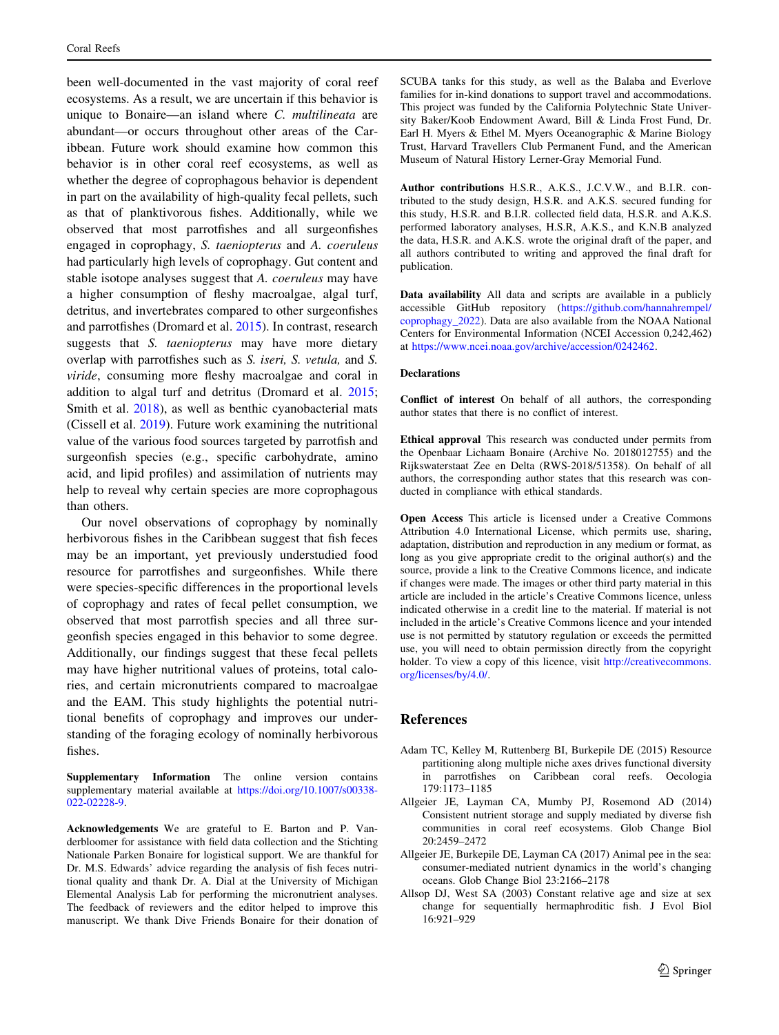been well-documented in the vast majority of coral reef ecosystems. As a result, we are uncertain if this behavior is unique to Bonaire—an island where *C. multilineata* are abundant—or occurs throughout other areas of the Caribbean. Future work should examine how common this behavior is in other coral reef ecosystems, as well as whether the degree of coprophagous behavior is dependent in part on the availability of high-quality fecal pellets, such as that of planktivorous fishes. Additionally, while we observed that most parrotfishes and all surgeonfishes engaged in coprophagy, *S. taeniopterus* and *A. coeruleus* had particularly high levels of coprophagy. Gut content and stable isotope analyses suggest that *A. coeruleus* may have a higher consumption of fleshy macroalgae, algal turf, detritus, and invertebrates compared to other surgeonfishes and parrotfishes (Dromard et al. 2015). In contrast, research suggests that *S. taeniopterus* may have more dietary overlap with parrotfishes such as *S. iseri, S. vetula,* and *S. viride*, consuming more fleshy macroalgae and coral in addition to algal turf and detritus (Dromard et al. 2015; Smith et al. 2018), as well as benthic cyanobacterial mats (Cissell et al. 2019). Future work examining the nutritional value of the various food sources targeted by parrotfish and surgeonfish species (e.g., specific carbohydrate, amino acid, and lipid profiles) and assimilation of nutrients may help to reveal why certain species are more coprophagous than others.

Our novel observations of coprophagy by nominally herbivorous fishes in the Caribbean suggest that fish feces may be an important, yet previously understudied food resource for parrotfishes and surgeonfishes. While there were species-specific differences in the proportional levels of coprophagy and rates of fecal pellet consumption, we observed that most parrotfish species and all three surgeonfish species engaged in this behavior to some degree. Additionally, our findings suggest that these fecal pellets may have higher nutritional values of proteins, total calories, and certain micronutrients compared to macroalgae and the EAM. This study highlights the potential nutritional benefits of coprophagy and improves our understanding of the foraging ecology of nominally herbivorous fishes.

**Supplementary Information** The online version contains supplementary material available at https://doi.org/10.1007/s00338-022-02228-9.

**Acknowledgements** We are grateful to E. Barton and P. Vanderbloomer for assistance with field data collection and the Stichting Nationale Parken Bonaire for logistical support. We are thankful for Dr. M.S. Edwards' advice regarding the analysis of fish feces nutritional quality and thank Dr. A. Dial at the University of Michigan Elemental Analysis Lab for performing the micronutrient analyses. The feedback of reviewers and the editor helped to improve this manuscript. We thank Dive Friends Bonaire for their donation of SCUBA tanks for this study, as well as the Balaba and Everlove families for in-kind donations to support travel and accommodations. This project was funded by the California Polytechnic State University Baker/Koob Endowment Award, Bill & Linda Frost Fund, Dr. Earl H. Myers & Ethel M. Myers Oceanographic & Marine Biology Trust, Harvard Travellers Club Permanent Fund, and the American Museum of Natural History Lerner-Gray Memorial Fund.

**Author contributions** H.S.R., A.K.S., J.C.V.W., and B.I.R. contributed to the study design, H.S.R. and A.K.S. secured funding for this study, H.S.R. and B.I.R. collected field data, H.S.R. and A.K.S. performed laboratory analyses, H.S.R, A.K.S., and K.N.B analyzed the data, H.S.R. and A.K.S. wrote the original draft of the paper, and all authors contributed to writing and approved the final draft for publication.

**Data availability** All data and scripts are available in a publicly accessible GitHub repository (https://github.com/hannahrempel/coprophagy_2022). Data are also available from the NOAA National Centers for Environmental Information (NCEI Accession 0,242,462) at https://www.ncei.noaa.gov/archive/accession/0242462.

### Declarations

**Conflict of interest** On behalf of all authors, the corresponding author states that there is no conflict of interest.

**Ethical approval** This research was conducted under permits from the Openbaar Lichaam Bonaire (Archive No. 2018012755) and the Rijkswaterstaat Zee en Delta (RWS-2018/51358). On behalf of all authors, the corresponding author states that this research was conducted in compliance with ethical standards.

**Open Access** This article is licensed under a Creative Commons Attribution 4.0 International License, which permits use, sharing, adaptation, distribution and reproduction in any medium or format, as long as you give appropriate credit to the original author(s) and the source, provide a link to the Creative Commons licence, and indicate if changes were made. The images or other third party material in this article are included in the article's Creative Commons licence, unless indicated otherwise in a credit line to the material. If material is not included in the article's Creative Commons licence and your intended use is not permitted by statutory regulation or exceeds the permitted use, you will need to obtain permission directly from the copyright holder. To view a copy of this licence, visit http://creativecommons.org/licenses/by/4.0/.

## References

Adam TC, Kelley M, Ruttenberg BI, Burkepile DE (2015) Resource partitioning along multiple niche axes drives functional diversity in parrotfishes on Caribbean coral reefs. Oecologia 179:1173–1185

Allgeier JE, Layman CA, Mumby PJ, Rosemond AD (2014) Consistent nutrient storage and supply mediated by diverse fish communities in coral reef ecosystems. Glob Change Biol 20:2459–2472

Allgeier JE, Burkepile DE, Layman CA (2017) Animal pee in the sea: consumer-mediated nutrient dynamics in the world's changing oceans. Glob Change Biol 23:2166–2178

Allsop DJ, West SA (2003) Constant relative age and size at sex change for sequentially hermaphroditic fish. J Evol Biol 16:921–929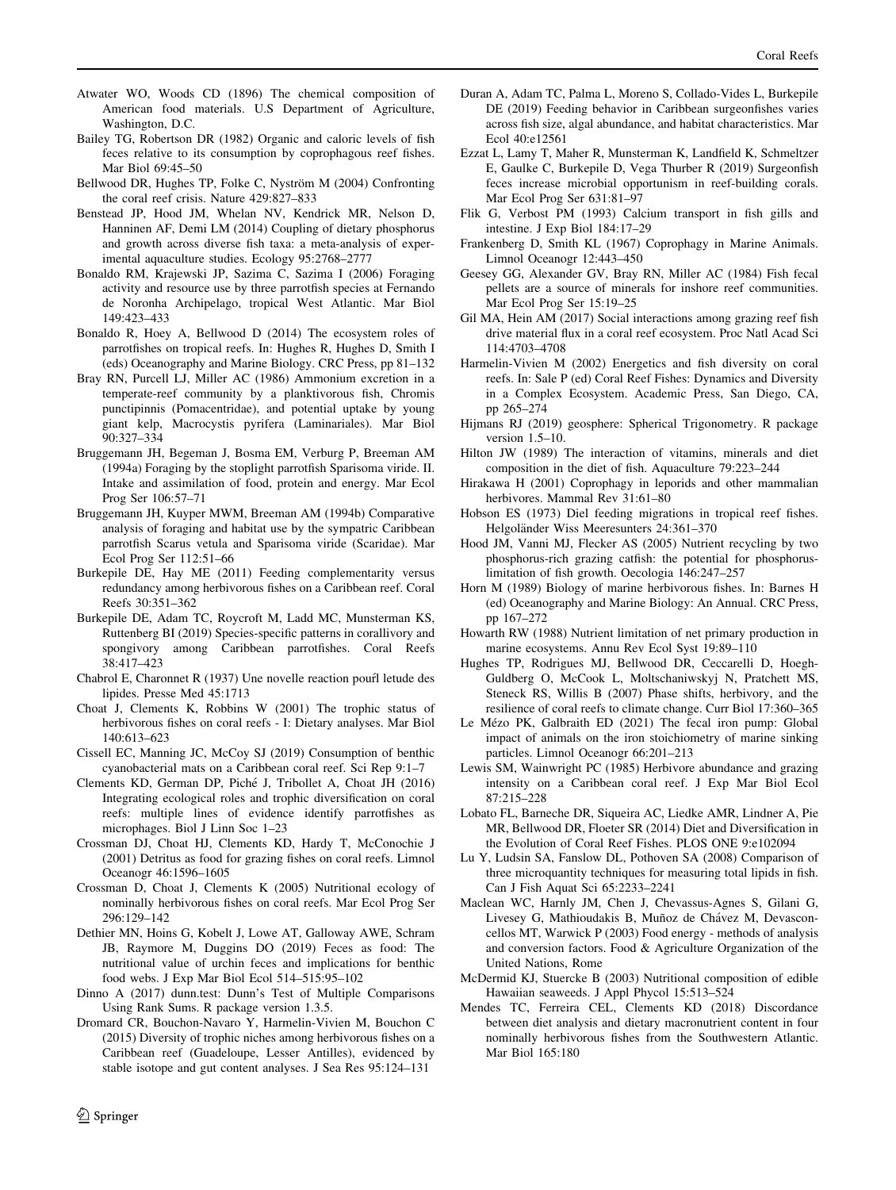Atwater WO, Woods CD (1896) The chemical composition of American food materials. U.S Department of Agriculture, Washington, D.C.

Bailey TG, Robertson DR (1982) Organic and caloric levels of fish feces relative to its consumption by coprophagous reef fishes. Mar Biol 69:45–50

Bellwood DR, Hughes TP, Folke C, Nyström M (2004) Confronting the coral reef crisis. Nature 429:827–833

Benstead JP, Hood JM, Whelan NV, Kendrick MR, Nelson D, Hanninen AF, Demi LM (2014) Coupling of dietary phosphorus and growth across diverse fish taxa: a meta-analysis of experimental aquaculture studies. Ecology 95:2768–2777

Bonaldo RM, Krajewski JP, Sazima C, Sazima I (2006) Foraging activity and resource use by three parrotfish species at Fernando de Noronha Archipelago, tropical West Atlantic. Mar Biol 149:423–433

Bonaldo R, Hoey A, Bellwood D (2014) The ecosystem roles of parrotfishes on tropical reefs. In: Hughes R, Hughes D, Smith I (eds) Oceanography and Marine Biology. CRC Press, pp 81–132

Bray RN, Purcell LJ, Miller AC (1986) Ammonium excretion in a temperate-reef community by a planktivorous fish, Chromis punctipinnis (Pomacentridae), and potential uptake by young giant kelp, Macrocystis pyrifera (Laminariales). Mar Biol 90:327–334

Bruggemann JH, Begeman J, Bosma EM, Verburg P, Breeman AM (1994a) Foraging by the stoplight parrotfish Sparisoma viride. II. Intake and assimilation of food, protein and energy. Mar Ecol Prog Ser 106:57–71

Bruggemann JH, Kuyper MWM, Breeman AM (1994b) Comparative analysis of foraging and habitat use by the sympatric Caribbean parrotfish Scarus vetula and Sparisoma viride (Scaridae). Mar Ecol Prog Ser 112:51–66

Burkepile DE, Hay ME (2011) Feeding complementarity versus redundancy among herbivorous fishes on a Caribbean reef. Coral Reefs 30:351–362

Burkepile DE, Adam TC, Roycroft M, Ladd MC, Munsterman KS, Ruttenberg BI (2019) Species-specific patterns in corallivory and spongivory among Caribbean parrotfishes. Coral Reefs 38:417–423

Chabrol E, Charonnet R (1937) Une novelle reaction pourl letude des lipides. Presse Med 45:1713

Choat J, Clements K, Robbins W (2001) The trophic status of herbivorous fishes on coral reefs - I: Dietary analyses. Mar Biol 140:613–623

Cissell EC, Manning JC, McCoy SJ (2019) Consumption of benthic cyanobacterial mats on a Caribbean coral reef. Sci Rep 9:1–7

Clements KD, German DP, Piché J, Tribollet A, Choat JH (2016) Integrating ecological roles and trophic diversification on coral reefs: multiple lines of evidence identify parrotfishes as microphages. Biol J Linn Soc 1–23

Crossman DJ, Choat HJ, Clements KD, Hardy T, McConochie J (2001) Detritus as food for grazing fishes on coral reefs. Limnol Oceanogr 46:1596–1605

Crossman D, Choat J, Clements K (2005) Nutritional ecology of nominally herbivorous fishes on coral reefs. Mar Ecol Prog Ser 296:129–142

Dethier MN, Hoins G, Kobelt J, Lowe AT, Galloway AWE, Schram JB, Raymore M, Duggins DO (2019) Feces as food: The nutritional value of urchin feces and implications for benthic food webs. J Exp Mar Biol Ecol 514–515:95–102

Dinno A (2017) dunn.test: Dunn's Test of Multiple Comparisons Using Rank Sums. R package version 1.3.5.

Dromard CR, Bouchon-Navaro Y, Harmelin-Vivien M, Bouchon C (2015) Diversity of trophic niches among herbivorous fishes on a Caribbean reef (Guadeloupe, Lesser Antilles), evidenced by stable isotope and gut content analyses. J Sea Res 95:124–131

Duran A, Adam TC, Palma L, Moreno S, Collado-Vides L, Burkepile DE (2019) Feeding behavior in Caribbean surgeonfishes varies across fish size, algal abundance, and habitat characteristics. Mar Ecol 40:e12561

Ezzat L, Lamy T, Maher R, Munsterman K, Landfield K, Schmeltzer E, Gaulke C, Burkepile D, Vega Thurber R (2019) Surgeonfish feces increase microbial opportunism in reef-building corals. Mar Ecol Prog Ser 631:81–97

Flik G, Verbost PM (1993) Calcium transport in fish gills and intestine. J Exp Biol 184:17–29

Frankenberg D, Smith KL (1967) Coprophagy in Marine Animals. Limnol Oceanogr 12:443–450

Geesey GG, Alexander GV, Bray RN, Miller AC (1984) Fish fecal pellets are a source of minerals for inshore reef communities. Mar Ecol Prog Ser 15:19–25

Gil MA, Hein AM (2017) Social interactions among grazing reef fish drive material flux in a coral reef ecosystem. Proc Natl Acad Sci 114:4703–4708

Harmelin-Vivien M (2002) Energetics and fish diversity on coral reefs. In: Sale P (ed) Coral Reef Fishes: Dynamics and Diversity in a Complex Ecosystem. Academic Press, San Diego, CA, pp 265–274

Hijmans RJ (2019) geosphere: Spherical Trigonometry. R package version 1.5–10.

Hilton JW (1989) The interaction of vitamins, minerals and diet composition in the diet of fish. Aquaculture 79:223–244

Hirakawa H (2001) Coprophagy in leporids and other mammalian herbivores. Mammal Rev 31:61–80

Hobson ES (1973) Diel feeding migrations in tropical reef fishes. Helgoländer Wiss Meeresunters 24:361–370

Hood JM, Vanni MJ, Flecker AS (2005) Nutrient recycling by two phosphorus-rich grazing catfish: the potential for phosphorus-limitation of fish growth. Oecologia 146:247–257

Horn M (1989) Biology of marine herbivorous fishes. In: Barnes H (ed) Oceanography and Marine Biology: An Annual. CRC Press, pp 167–272

Howarth RW (1988) Nutrient limitation of net primary production in marine ecosystems. Annu Rev Ecol Syst 19:89–110

Hughes TP, Rodrigues MJ, Bellwood DR, Ceccarelli D, Hoegh-Guldberg O, McCook L, Moltschaniwskyj N, Pratchett MS, Steneck RS, Willis B (2007) Phase shifts, herbivory, and the resilience of coral reefs to climate change. Curr Biol 17:360–365

Le Mézo PK, Galbraith ED (2021) The fecal iron pump: Global impact of animals on the iron stoichiometry of marine sinking particles. Limnol Oceanogr 66:201–213

Lewis SM, Wainwright PC (1985) Herbivore abundance and grazing intensity on a Caribbean coral reef. J Exp Mar Biol Ecol 87:215–228

Lobato FL, Barneche DR, Siqueira AC, Liedke AMR, Lindner A, Pie MR, Bellwood DR, Floeter SR (2014) Diet and Diversification in the Evolution of Coral Reef Fishes. PLOS ONE 9:e102094

Lu Y, Ludsin SA, Fanslow DL, Pothoven SA (2008) Comparison of three microquantity techniques for measuring total lipids in fish. Can J Fish Aquat Sci 65:2233–2241

Maclean WC, Harnly JM, Chen J, Chevassus-Agnes S, Gilani G, Livesey G, Mathioudakis B, Muñoz de Chávez M, Devasconcellos MT, Warwick P (2003) Food energy - methods of analysis and conversion factors. Food & Agriculture Organization of the United Nations, Rome

McDermid KJ, Stuercke B (2003) Nutritional composition of edible Hawaiian seaweeds. J Appl Phycol 15:513–524

Mendes TC, Ferreira CEL, Clements KD (2018) Discordance between diet analysis and dietary macronutrient content in four nominally herbivorous fishes from the Southwestern Atlantic. Mar Biol 165:180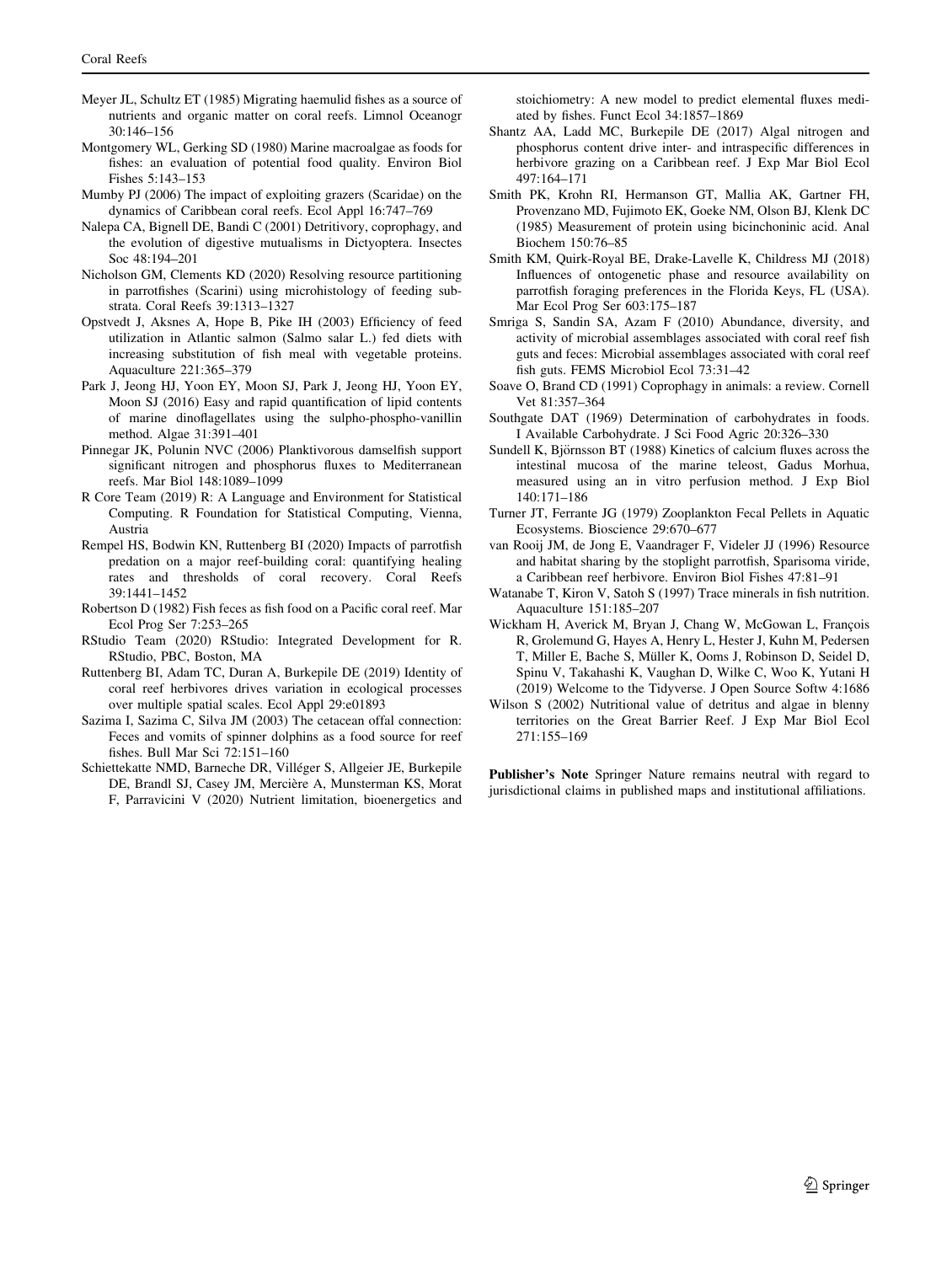Meyer JL, Schultz ET (1985) Migrating haemulid fishes as a source of nutrients and organic matter on coral reefs. Limnol Oceanogr 30:146–156

Montgomery WL, Gerking SD (1980) Marine macroalgae as foods for fishes: an evaluation of potential food quality. Environ Biol Fishes 5:143–153

Mumby PJ (2006) The impact of exploiting grazers (Scaridae) on the dynamics of Caribbean coral reefs. Ecol Appl 16:747–769

Nalepa CA, Bignell DE, Bandi C (2001) Detritivory, coprophagy, and the evolution of digestive mutualisms in Dictyoptera. Insectes Soc 48:194–201

Nicholson GM, Clements KD (2020) Resolving resource partitioning in parrotfishes (Scarini) using microhistology of feeding substrata. Coral Reefs 39:1313–1327

Opstvedt J, Aksnes A, Hope B, Pike IH (2003) Efficiency of feed utilization in Atlantic salmon (Salmo salar L.) fed diets with increasing substitution of fish meal with vegetable proteins. Aquaculture 221:365–379

Park J, Jeong HJ, Yoon EY, Moon SJ, Park J, Jeong HJ, Yoon EY, Moon SJ (2016) Easy and rapid quantification of lipid contents of marine dinoflagellates using the sulpho-phospho-vanillin method. Algae 31:391–401

Pinnegar JK, Polunin NVC (2006) Planktivorous damselfish support significant nitrogen and phosphorus fluxes to Mediterranean reefs. Mar Biol 148:1089–1099

R Core Team (2019) R: A Language and Environment for Statistical Computing. R Foundation for Statistical Computing, Vienna, Austria

Rempel HS, Bodwin KN, Ruttenberg BI (2020) Impacts of parrotfish predation on a major reef-building coral: quantifying healing rates and thresholds of coral recovery. Coral Reefs 39:1441–1452

Robertson D (1982) Fish feces as fish food on a Pacific coral reef. Mar Ecol Prog Ser 7:253–265

RStudio Team (2020) RStudio: Integrated Development for R. RStudio, PBC, Boston, MA

Ruttenberg BI, Adam TC, Duran A, Burkepile DE (2019) Identity of coral reef herbivores drives variation in ecological processes over multiple spatial scales. Ecol Appl 29:e01893

Sazima I, Sazima C, Silva JM (2003) The cetacean offal connection: Feces and vomits of spinner dolphins as a food source for reef fishes. Bull Mar Sci 72:151–160

Schiettekatte NMD, Barneche DR, Villéger S, Allgeier JE, Burkepile DE, Brandl SJ, Casey JM, Mercière A, Munsterman KS, Morat F, Parravicini V (2020) Nutrient limitation, bioenergetics and stoichiometry: A new model to predict elemental fluxes mediated by fishes. Funct Ecol 34:1857–1869

Shantz AA, Ladd MC, Burkepile DE (2017) Algal nitrogen and phosphorus content drive inter- and intraspecific differences in herbivore grazing on a Caribbean reef. J Exp Mar Biol Ecol 497:164–171

Smith PK, Krohn RI, Hermanson GT, Mallia AK, Gartner FH, Provenzano MD, Fujimoto EK, Goeke NM, Olson BJ, Klenk DC (1985) Measurement of protein using bicinchoninic acid. Anal Biochem 150:76–85

Smith KM, Quirk-Royal BE, Drake-Lavelle K, Childress MJ (2018) Influences of ontogenetic phase and resource availability on parrotfish foraging preferences in the Florida Keys, FL (USA). Mar Ecol Prog Ser 603:175–187

Smriga S, Sandin SA, Azam F (2010) Abundance, diversity, and activity of microbial assemblages associated with coral reef fish guts and feces: Microbial assemblages associated with coral reef fish guts. FEMS Microbiol Ecol 73:31–42

Soave O, Brand CD (1991) Coprophagy in animals: a review. Cornell Vet 81:357–364

Southgate DAT (1969) Determination of carbohydrates in foods. I Available Carbohydrate. J Sci Food Agric 20:326–330

Sundell K, Björnsson BT (1988) Kinetics of calcium fluxes across the intestinal mucosa of the marine teleost, Gadus Morhua, measured using an in vitro perfusion method. J Exp Biol 140:171–186

Turner JT, Ferrante JG (1979) Zooplankton Fecal Pellets in Aquatic Ecosystems. Bioscience 29:670–677

van Rooij JM, de Jong E, Vaandrager F, Videler JJ (1996) Resource and habitat sharing by the stoplight parrotfish, Sparisoma viride, a Caribbean reef herbivore. Environ Biol Fishes 47:81–91

Watanabe T, Kiron V, Satoh S (1997) Trace minerals in fish nutrition. Aquaculture 151:185–207

Wickham H, Averick M, Bryan J, Chang W, McGowan L, François R, Grolemund G, Hayes A, Henry L, Hester J, Kuhn M, Pedersen T, Miller E, Bache S, Müller K, Ooms J, Robinson D, Seidel D, Spinu V, Takahashi K, Vaughan D, Wilke C, Woo K, Yutani H (2019) Welcome to the Tidyverse. J Open Source Softw 4:1686

Wilson S (2002) Nutritional value of detritus and algae in blenny territories on the Great Barrier Reef. J Exp Mar Biol Ecol 271:155–169

**Publisher's Note** Springer Nature remains neutral with regard to jurisdictional claims in published maps and institutional affiliations.